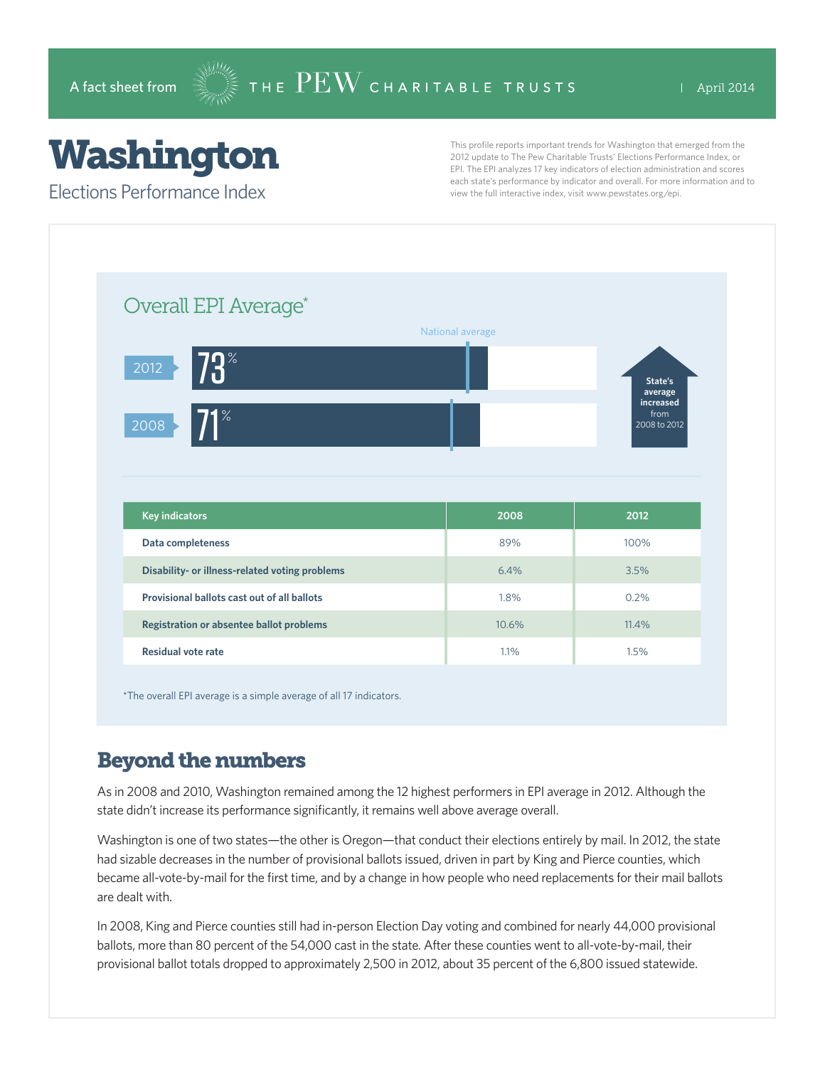A fact sheet from THE PEW CHARITABLE TRUSTS | April 2014

# Washington

## Elections Performance Index

This profile reports important trends for Washington that emerged from the 2012 update to The Pew Charitable Trusts' Elections Performance Index, or EPI. The EPI analyzes 17 key indicators of election administration and scores each state's performance by indicator and overall. For more information and to view the full interactive index, visit www.pewstates.org/epi.

### Overall EPI Average*

National average

2012: 73%

2008: 71%

State's average increased from 2008 to 2012

| Key indicators | 2008 | 2012 |
|---|---|---|
| Data completeness | 89% | 100% |
| Disability- or illness-related voting problems | 6.4% | 3.5% |
| Provisional ballots cast out of all ballots | 1.8% | 0.2% |
| Registration or absentee ballot problems | 10.6% | 11.4% |
| Residual vote rate | 1.1% | 1.5% |

*The overall EPI average is a simple average of all 17 indicators.

## Beyond the numbers

As in 2008 and 2010, Washington remained among the 12 highest performers in EPI average in 2012. Although the state didn't increase its performance significantly, it remains well above average overall.

Washington is one of two states—the other is Oregon—that conduct their elections entirely by mail. In 2012, the state had sizable decreases in the number of provisional ballots issued, driven in part by King and Pierce counties, which became all-vote-by-mail for the first time, and by a change in how people who need replacements for their mail ballots are dealt with.

In 2008, King and Pierce counties still had in-person Election Day voting and combined for nearly 44,000 provisional ballots, more than 80 percent of the 54,000 cast in the state. After these counties went to all-vote-by-mail, their provisional ballot totals dropped to approximately 2,500 in 2012, about 35 percent of the 6,800 issued statewide.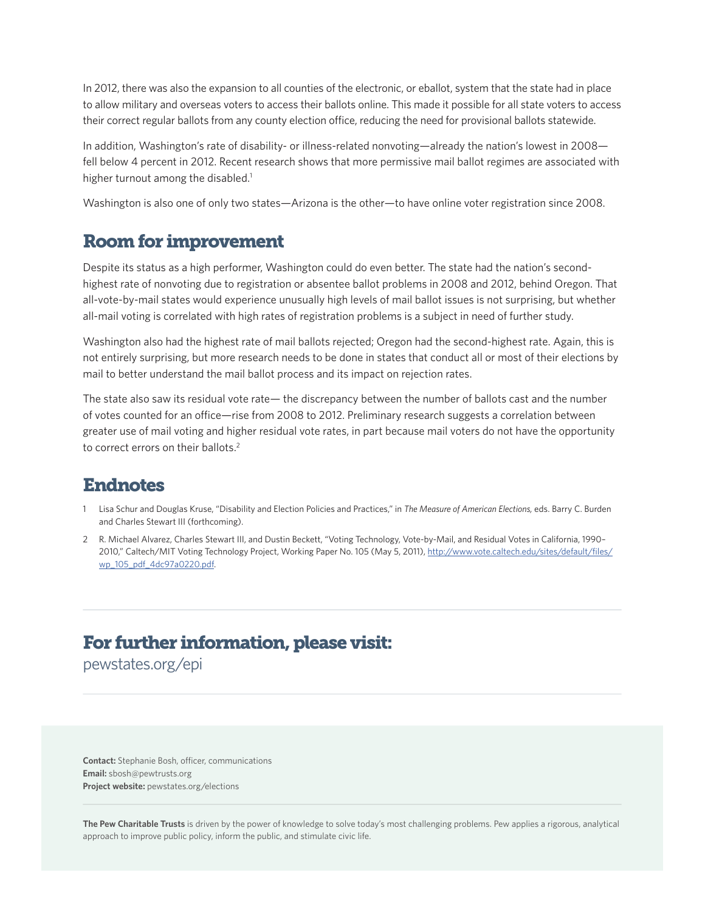In 2012, there was also the expansion to all counties of the electronic, or eballot, system that the state had in place to allow military and overseas voters to access their ballots online. This made it possible for all state voters to access their correct regular ballots from any county election office, reducing the need for provisional ballots statewide.

In addition, Washington's rate of disability- or illness-related nonvoting—already the nation's lowest in 2008—fell below 4 percent in 2012. Recent research shows that more permissive mail ballot regimes are associated with higher turnout among the disabled.[1]

Washington is also one of only two states—Arizona is the other—to have online voter registration since 2008.

## Room for improvement

Despite its status as a high performer, Washington could do even better. The state had the nation's second-highest rate of nonvoting due to registration or absentee ballot problems in 2008 and 2012, behind Oregon. That all-vote-by-mail states would experience unusually high levels of mail ballot issues is not surprising, but whether all-mail voting is correlated with high rates of registration problems is a subject in need of further study.

Washington also had the highest rate of mail ballots rejected; Oregon had the second-highest rate. Again, this is not entirely surprising, but more research needs to be done in states that conduct all or most of their elections by mail to better understand the mail ballot process and its impact on rejection rates.

The state also saw its residual vote rate— the discrepancy between the number of ballots cast and the number of votes counted for an office—rise from 2008 to 2012. Preliminary research suggests a correlation between greater use of mail voting and higher residual vote rates, in part because mail voters do not have the opportunity to correct errors on their ballots.[2]

## Endnotes

1. Lisa Schur and Douglas Kruse, "Disability and Election Policies and Practices," in *The Measure of American Elections,* eds. Barry C. Burden and Charles Stewart III (forthcoming).
2. R. Michael Alvarez, Charles Stewart III, and Dustin Beckett, "Voting Technology, Vote-by-Mail, and Residual Votes in California, 1990–2010," Caltech/MIT Voting Technology Project, Working Paper No. 105 (May 5, 2011), http://www.vote.caltech.edu/sites/default/files/wp_105_pdf_4dc97a0220.pdf.

## For further information, please visit:

pewstates.org/epi

**Contact:** Stephanie Bosh, officer, communications
**Email:** sbosh@pewtrusts.org
**Project website:** pewstates.org/elections

**The Pew Charitable Trusts** is driven by the power of knowledge to solve today's most challenging problems. Pew applies a rigorous, analytical approach to improve public policy, inform the public, and stimulate civic life.